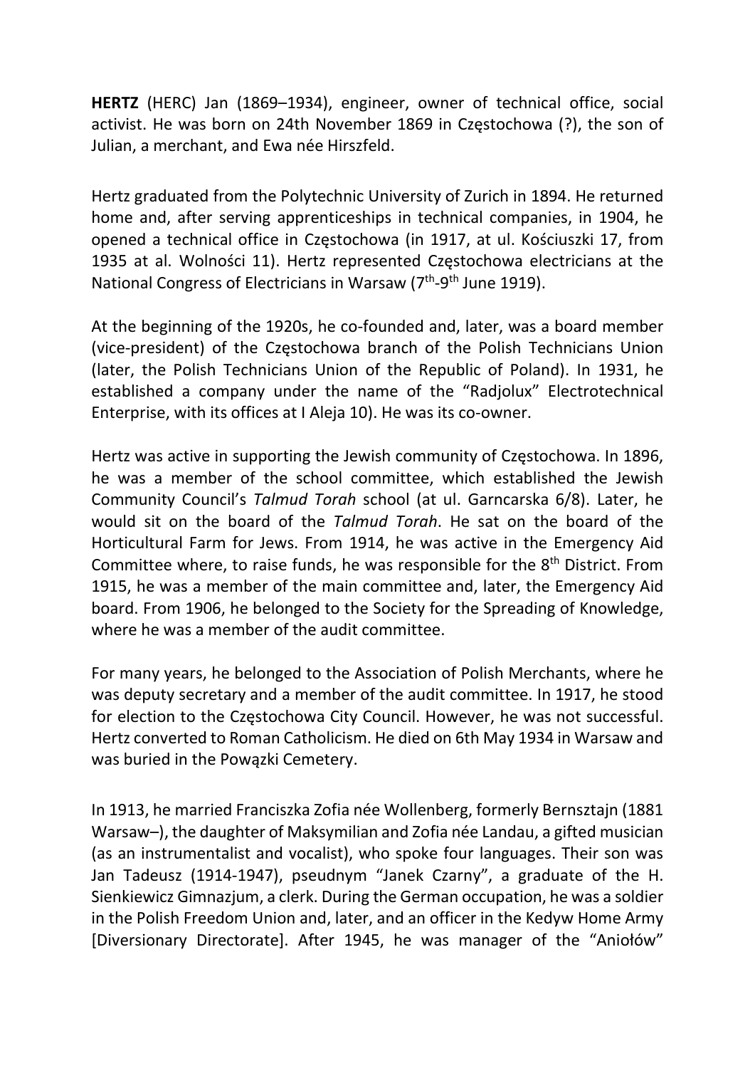**HERTZ** (HERC) Jan (1869–1934), engineer, owner of technical office, social activist. He was born on 24th November 1869 in Częstochowa (?), the son of Julian, a merchant, and Ewa née Hirszfeld.

Hertz graduated from the Polytechnic University of Zurich in 1894. He returned home and, after serving apprenticeships in technical companies, in 1904, he opened a technical office in Częstochowa (in 1917, at ul. Kościuszki 17, from 1935 at al. Wolności 11). Hertz represented Częstochowa electricians at the National Congress of Electricians in Warsaw (7th-9th June 1919).

At the beginning of the 1920s, he co-founded and, later, was a board member (vice-president) of the Częstochowa branch of the Polish Technicians Union (later, the Polish Technicians Union of the Republic of Poland). In 1931, he established a company under the name of the "Radjolux" Electrotechnical Enterprise, with its offices at I Aleja 10). He was its co-owner.

Hertz was active in supporting the Jewish community of Częstochowa. In 1896, he was a member of the school committee, which established the Jewish Community Council's *Talmud Torah* school (at ul. Garncarska 6/8). Later, he would sit on the board of the *Talmud Torah*. He sat on the board of the Horticultural Farm for Jews. From 1914, he was active in the Emergency Aid Committee where, to raise funds, he was responsible for the 8th District. From 1915, he was a member of the main committee and, later, the Emergency Aid board. From 1906, he belonged to the Society for the Spreading of Knowledge, where he was a member of the audit committee.

For many years, he belonged to the Association of Polish Merchants, where he was deputy secretary and a member of the audit committee. In 1917, he stood for election to the Częstochowa City Council. However, he was not successful. Hertz converted to Roman Catholicism. He died on 6th May 1934 in Warsaw and was buried in the Powązki Cemetery.

In 1913, he married Franciszka Zofia née Wollenberg, formerly Bernsztajn (1881 Warsaw–), the daughter of Maksymilian and Zofia née Landau, a gifted musician (as an instrumentalist and vocalist), who spoke four languages. Their son was Jan Tadeusz (1914-1947), pseudnym "Janek Czarny", a graduate of the H. Sienkiewicz Gimnazjum, a clerk. During the German occupation, he was a soldier in the Polish Freedom Union and, later, and an officer in the Kedyw Home Army [Diversionary Directorate]. After 1945, he was manager of the "Aniołów"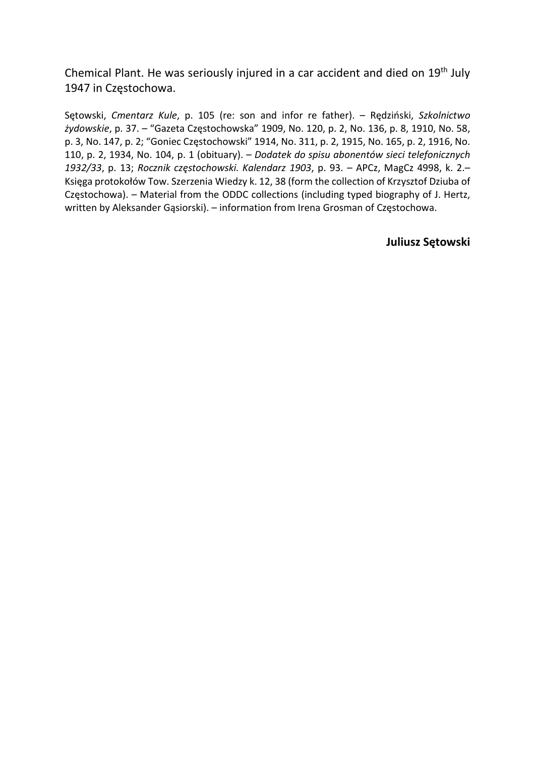Chemical Plant. He was seriously injured in a car accident and died on 19th July 1947 in Częstochowa.

Sętowski, *Cmentarz Kule*, p. 105 (re: son and infor re father). – Rędziński, *Szkolnictwo żydowskie*, p. 37. – "Gazeta Częstochowska" 1909, No. 120, p. 2, No. 136, p. 8, 1910, No. 58, p. 3, No. 147, p. 2; "Goniec Częstochowski" 1914, No. 311, p. 2, 1915, No. 165, p. 2, 1916, No. 110, p. 2, 1934, No. 104, p. 1 (obituary). – *Dodatek do spisu abonentów sieci telefonicznych 1932/33*, p. 13; *Rocznik częstochowski. Kalendarz 1903*, p. 93. – APCz, MagCz 4998, k. 2.– Księga protokołów Tow. Szerzenia Wiedzy k. 12, 38 (form the collection of Krzysztof Dziuba of Częstochowa). – Material from the ODDC collections (including typed biography of J. Hertz, written by Aleksander Gąsiorski). – information from Irena Grosman of Częstochowa.

**Juliusz Sętowski**